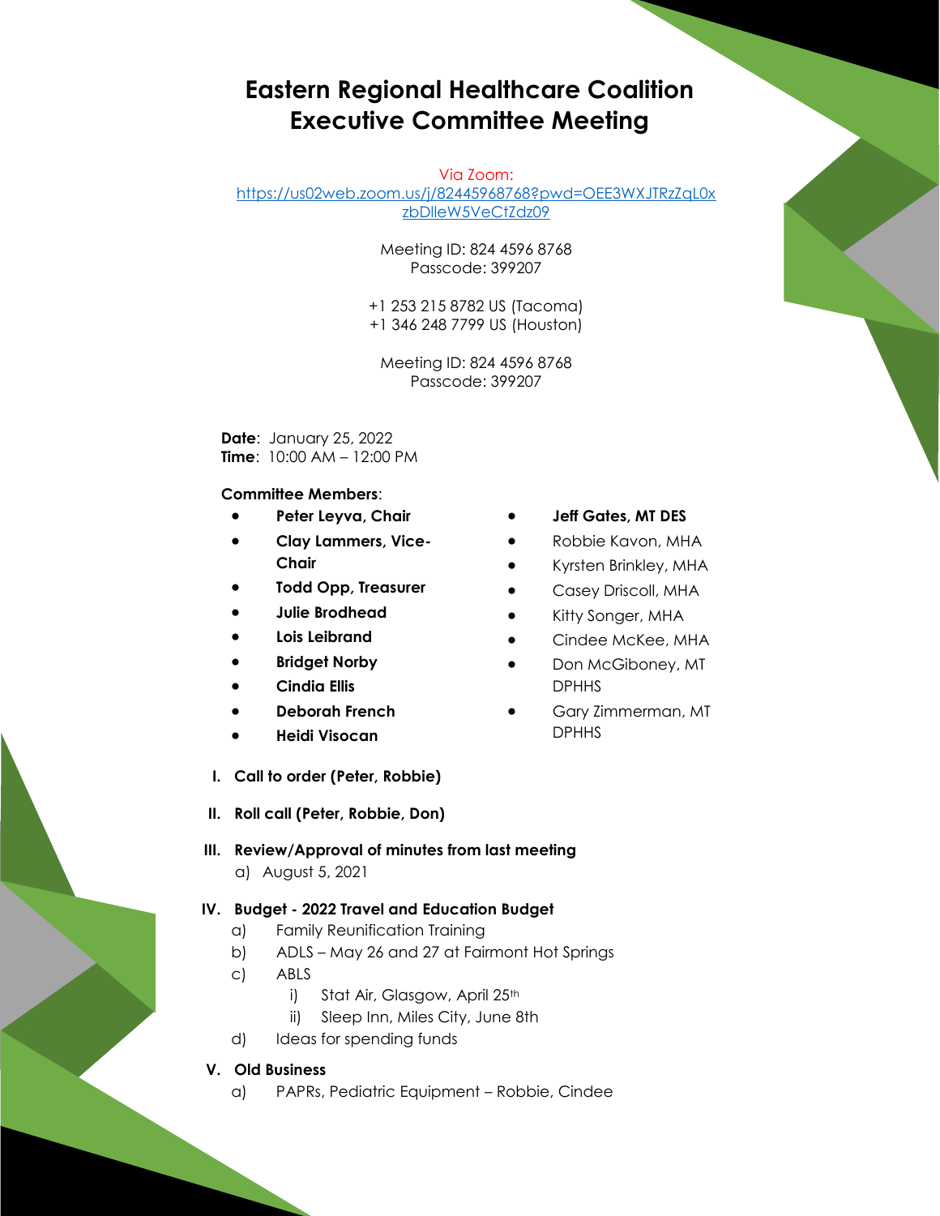# Eastern Regional Healthcare Coalition Executive Committee Meeting

Via Zoom:
https://us02web.zoom.us/j/82445968768?pwd=OEE3WXJTRzZqL0xzbDlleW5VeCtZdz09

Meeting ID: 824 4596 8768
Passcode: 399207

+1 253 215 8782 US (Tacoma)
+1 346 248 7799 US (Houston)

Meeting ID: 824 4596 8768
Passcode: 399207

**Date**: January 25, 2022
**Time**: 10:00 AM – 12:00 PM

**Committee Members**:

- **Peter Leyva, Chair**
- **Clay Lammers, Vice-Chair**
- **Todd Opp, Treasurer**
- **Julie Brodhead**
- **Lois Leibrand**
- **Bridget Norby**
- **Cindia Ellis**
- **Deborah French**
- **Heidi Visocan**
- **Jeff Gates, MT DES**
- Robbie Kavon, MHA
- Kyrsten Brinkley, MHA
- Casey Driscoll, MHA
- Kitty Songer, MHA
- Cindee McKee, MHA
- Don McGiboney, MT DPHHS
- Gary Zimmerman, MT DPHHS

I. **Call to order (Peter, Robbie)**

II. **Roll call (Peter, Robbie, Don)**

III. **Review/Approval of minutes from last meeting**
   a) August 5, 2021

IV. **Budget - 2022 Travel and Education Budget**
   a) Family Reunification Training
   b) ADLS – May 26 and 27 at Fairmont Hot Springs
   c) ABLS
      i) Stat Air, Glasgow, April 25th
      ii) Sleep Inn, Miles City, June 8th
   d) Ideas for spending funds

V. **Old Business**
   a) PAPRs, Pediatric Equipment – Robbie, Cindee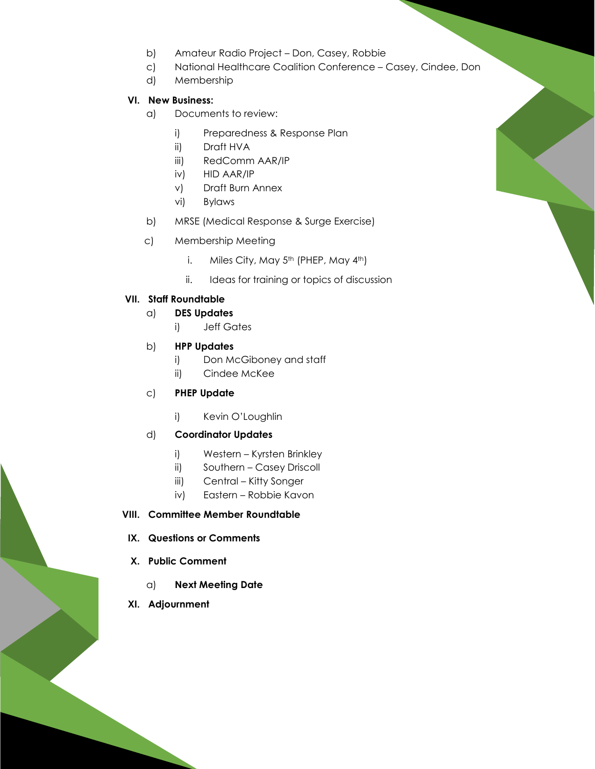b) Amateur Radio Project – Don, Casey, Robbie

c) National Healthcare Coalition Conference – Casey, Cindee, Don

d) Membership

**VI. New Business:**

a) Documents to review:

  i) Preparedness & Response Plan

  ii) Draft HVA

  iii) RedComm AAR/IP

  iv) HID AAR/IP

  v) Draft Burn Annex

  vi) Bylaws

b) MRSE (Medical Response & Surge Exercise)

c) Membership Meeting

  i. Miles City, May 5th (PHEP, May 4th)

  ii. Ideas for training or topics of discussion

**VII. Staff Roundtable**

a) **DES Updates**

  i) Jeff Gates

b) **HPP Updates**

  i) Don McGiboney and staff

  ii) Cindee McKee

c) **PHEP Update**

  i) Kevin O'Loughlin

d) **Coordinator Updates**

  i) Western – Kyrsten Brinkley

  ii) Southern – Casey Driscoll

  iii) Central – Kitty Songer

  iv) Eastern – Robbie Kavon

**VIII. Committee Member Roundtable**

**IX. Questions or Comments**

**X. Public Comment**

a) **Next Meeting Date**

**XI. Adjournment**